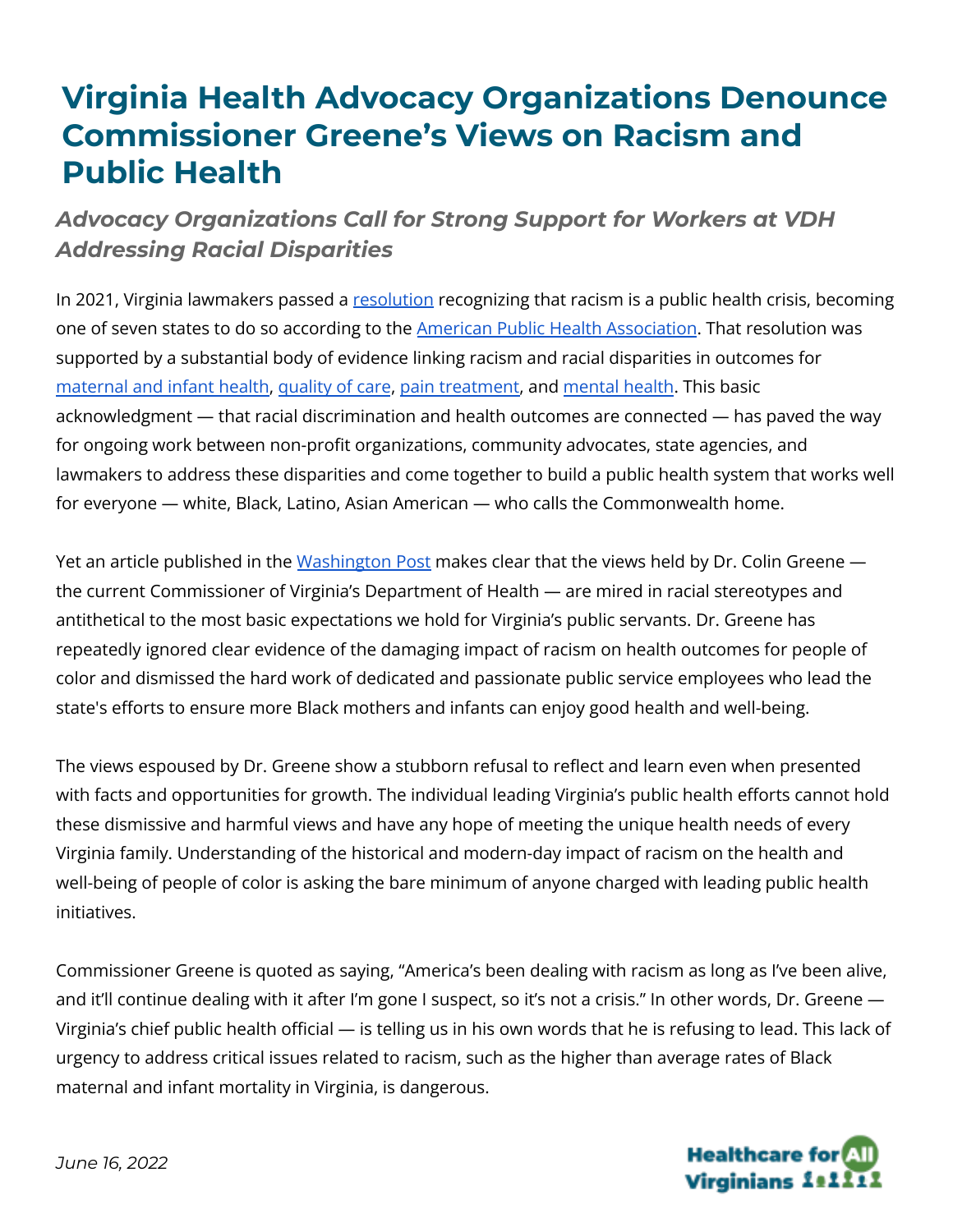# Virginia Health Advocacy Organizations Denounce Commissioner Greene's Views on Racism and Public Health

## *Advocacy Organizations Call for Strong Support for Workers at VDH Addressing Racial Disparities*

In 2021, Virginia lawmakers passed a resolution recognizing that racism is a public health crisis, becoming one of seven states to do so according to the American Public Health Association. That resolution was supported by a substantial body of evidence linking racism and racial disparities in outcomes for maternal and infant health, quality of care, pain treatment, and mental health. This basic acknowledgment — that racial discrimination and health outcomes are connected — has paved the way for ongoing work between non-profit organizations, community advocates, state agencies, and lawmakers to address these disparities and come together to build a public health system that works well for everyone — white, Black, Latino, Asian American — who calls the Commonwealth home.

Yet an article published in the Washington Post makes clear that the views held by Dr. Colin Greene — the current Commissioner of Virginia's Department of Health — are mired in racial stereotypes and antithetical to the most basic expectations we hold for Virginia's public servants. Dr. Greene has repeatedly ignored clear evidence of the damaging impact of racism on health outcomes for people of color and dismissed the hard work of dedicated and passionate public service employees who lead the state's efforts to ensure more Black mothers and infants can enjoy good health and well-being.

The views espoused by Dr. Greene show a stubborn refusal to reflect and learn even when presented with facts and opportunities for growth. The individual leading Virginia's public health efforts cannot hold these dismissive and harmful views and have any hope of meeting the unique health needs of every Virginia family. Understanding of the historical and modern-day impact of racism on the health and well-being of people of color is asking the bare minimum of anyone charged with leading public health initiatives.

Commissioner Greene is quoted as saying, "America's been dealing with racism as long as I've been alive, and it'll continue dealing with it after I'm gone I suspect, so it's not a crisis." In other words, Dr. Greene — Virginia's chief public health official — is telling us in his own words that he is refusing to lead. This lack of urgency to address critical issues related to racism, such as the higher than average rates of Black maternal and infant mortality in Virginia, is dangerous.

*June 16, 2022*

Healthcare for All Virginians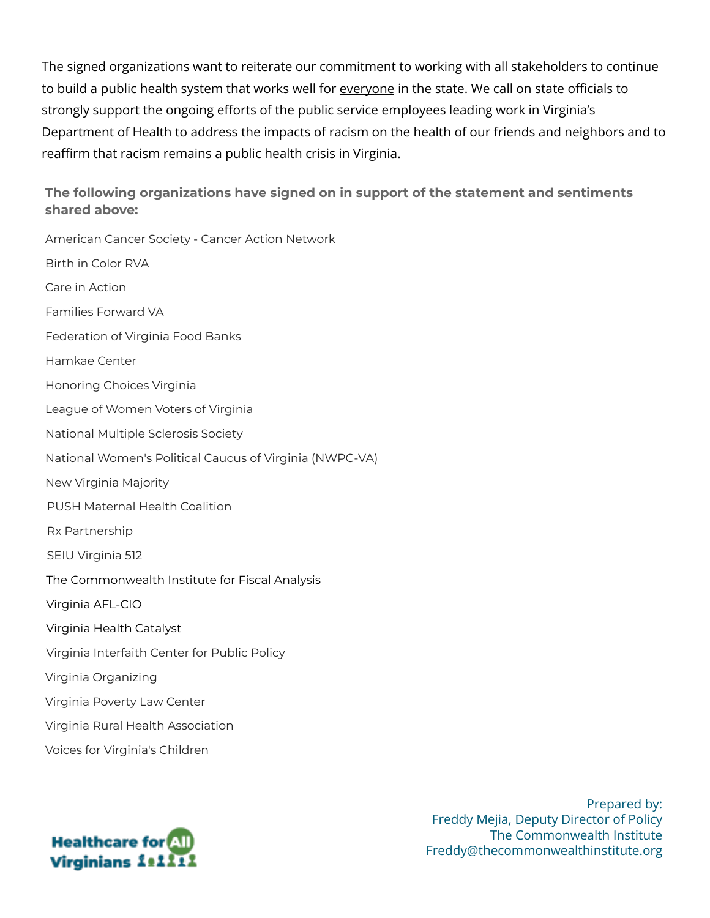The signed organizations want to reiterate our commitment to working with all stakeholders to continue to build a public health system that works well for everyone in the state. We call on state officials to strongly support the ongoing efforts of the public service employees leading work in Virginia's Department of Health to address the impacts of racism on the health of our friends and neighbors and to reaffirm that racism remains a public health crisis in Virginia.

**The following organizations have signed on in support of the statement and sentiments shared above:**

American Cancer Society - Cancer Action Network

Birth in Color RVA

Care in Action

Families Forward VA

Federation of Virginia Food Banks

Hamkae Center

Honoring Choices Virginia

League of Women Voters of Virginia

National Multiple Sclerosis Society

National Women's Political Caucus of Virginia (NWPC-VA)

New Virginia Majority

PUSH Maternal Health Coalition

Rx Partnership

SEIU Virginia 512

The Commonwealth Institute for Fiscal Analysis

Virginia AFL-CIO

Virginia Health Catalyst

Virginia Interfaith Center for Public Policy

Virginia Organizing

Virginia Poverty Law Center

Virginia Rural Health Association

Voices for Virginia's Children

Healthcare for All Virginians

Prepared by:
Freddy Mejia, Deputy Director of Policy
The Commonwealth Institute
Freddy@thecommonwealthinstitute.org